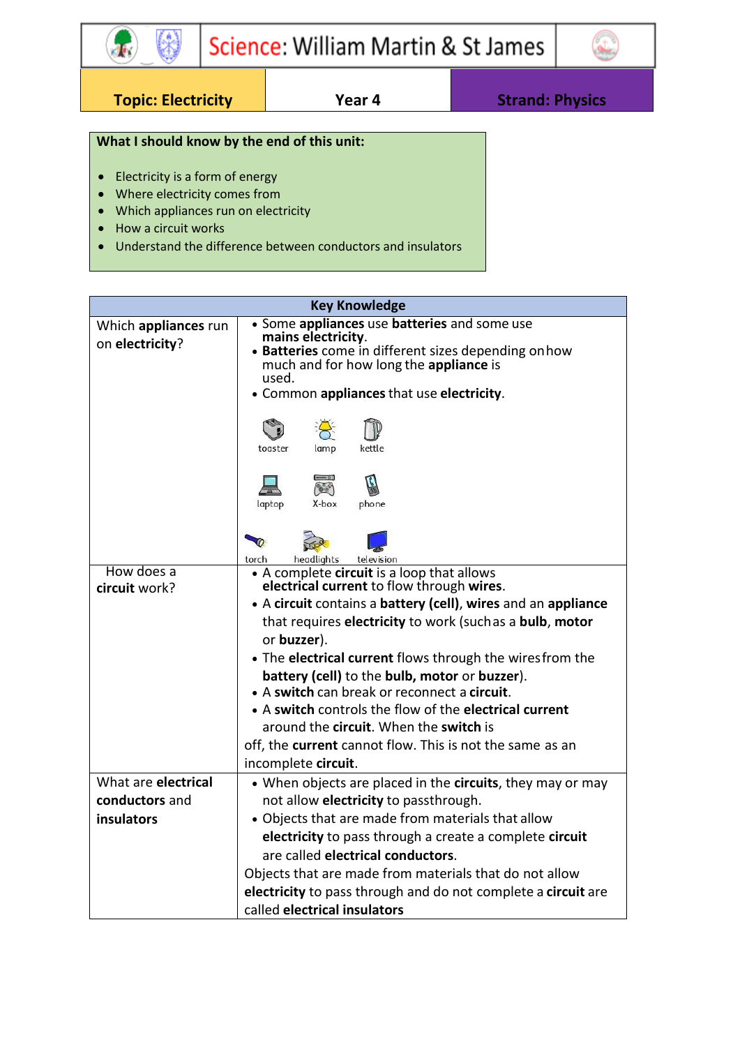# Science: William Martin & St James

| Topic: Electricity | Year 4 | Strand: Physics |
|---|---|---|

**What I should know by the end of this unit:**

- Electricity is a form of energy
- Where electricity comes from
- Which appliances run on electricity
- How a circuit works
- Understand the difference between conductors and insulators

| Key Knowledge | |
|---|---|
| Which **appliances** run on **electricity**? | • Some **appliances** use **batteries** and some use **mains electricity**.<br>• **Batteries** come in different sizes depending on how much and for how long the **appliance** is used.<br>• Common **appliances** that use **electricity**.<br><br>toaster, lamp, kettle<br>laptop, X-box, phone<br>torch, headlights, television |
| How does a **circuit** work? | • A complete **circuit** is a loop that allows **electrical current** to flow through **wires**.<br>• A **circuit** contains a **battery (cell)**, **wires** and an **appliance** that requires **electricity** to work (such as a **bulb**, **motor** or **buzzer**).<br>• The **electrical current** flows through the wires from the **battery (cell)** to the **bulb, motor** or **buzzer**).<br>• A **switch** can break or reconnect a **circuit**.<br>• A **switch** controls the flow of the **electrical current** around the **circuit**. When the **switch** is off, the **current** cannot flow. This is not the same as an incomplete **circuit**. |
| What are **electrical conductors** and **insulators** | • When objects are placed in the **circuits**, they may or may not allow **electricity** to pass through.<br>• Objects that are made from materials that allow **electricity** to pass through a create a complete **circuit** are called **electrical conductors**.<br>Objects that are made from materials that do not allow **electricity** to pass through and do not complete a **circuit** are called **electrical insulators** |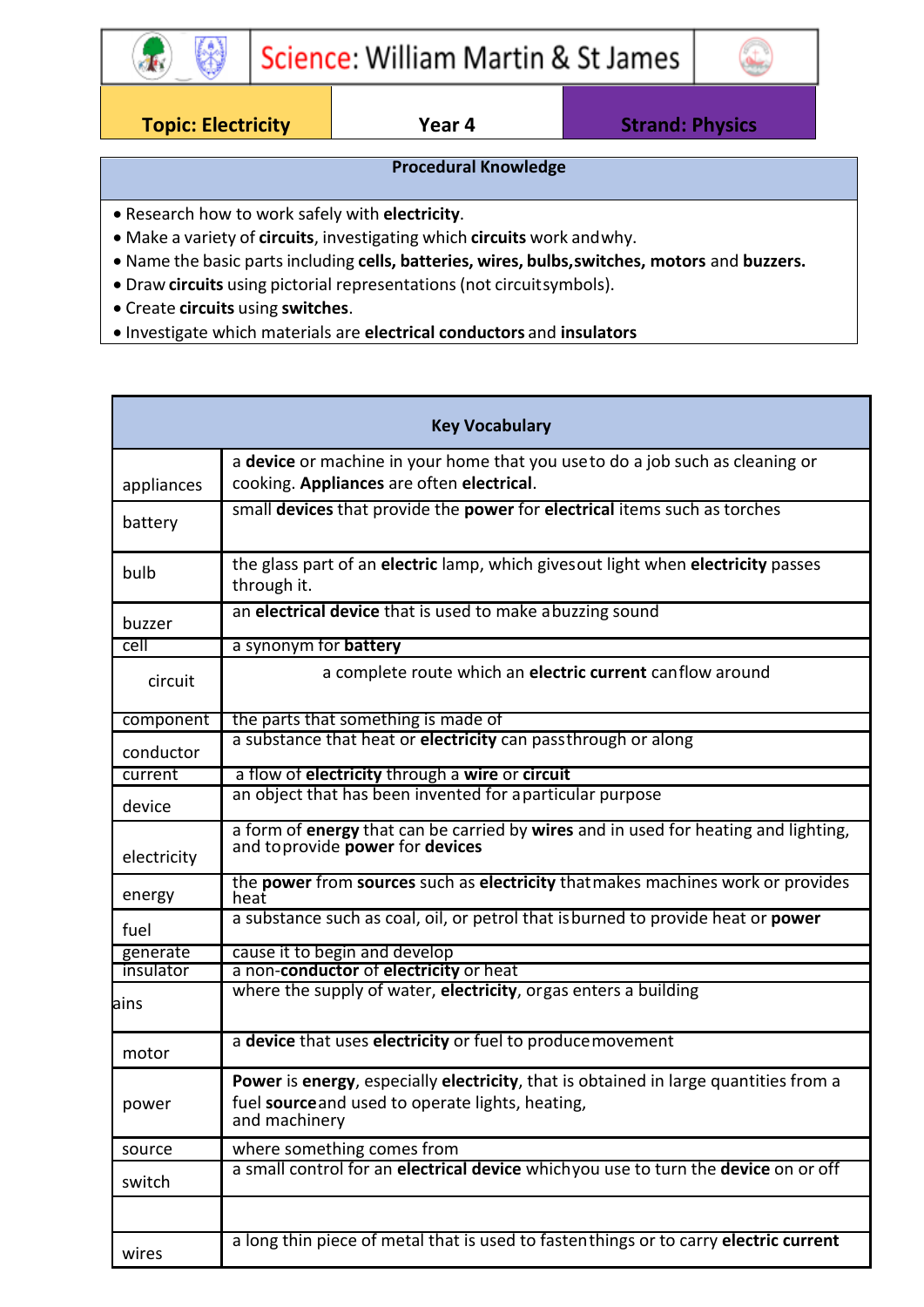# Science: William Martin & St James

| Topic: Electricity | Year 4 | Strand: Physics |
| --- | --- | --- |

| Procedural Knowledge |
| --- |
| • Research how to work safely with **electricity**.<br>• Make a variety of **circuits**, investigating which **circuits** work and why.<br>• Name the basic parts including **cells, batteries, wires, bulbs, switches, motors** and **buzzers.**<br>• Draw **circuits** using pictorial representations (not circuit symbols).<br>• Create **circuits** using **switches**.<br>• Investigate which materials are **electrical conductors** and **insulators** |

| Key Vocabulary | |
| --- | --- |
| appliances | a **device** or machine in your home that you use to do a job such as cleaning or cooking. **Appliances** are often **electrical**. |
| battery | small **devices** that provide the **power** for **electrical** items such as torches |
| bulb | the glass part of an **electric** lamp, which gives out light when **electricity** passes through it. |
| buzzer | an **electrical device** that is used to make a buzzing sound |
| cell | a synonym for **battery** |
| circuit | a complete route which an **electric current** can flow around |
| component | the parts that something is made of |
| conductor | a substance that heat or **electricity** can pass through or along |
| current | a flow of **electricity** through a **wire** or **circuit** |
| device | an object that has been invented for a particular purpose |
| electricity | a form of **energy** that can be carried by **wires** and in used for heating and lighting, and to provide **power** for **devices** |
| energy | the **power** from **sources** such as **electricity** that makes machines work or provides heat |
| fuel | a substance such as coal, oil, or petrol that is burned to provide heat or **power** |
| generate | cause it to begin and develop |
| insulator | a non-**conductor** of **electricity** or heat |
| ains | where the supply of water, **electricity**, or gas enters a building |
| motor | a **device** that uses **electricity** or fuel to produce movement |
| power | **Power** is **energy**, especially **electricity**, that is obtained in large quantities from a fuel **source** and used to operate lights, heating, and machinery |
| source | where something comes from |
| switch | a small control for an **electrical device** which you use to turn the **device** on or off |
| | |
| wires | a long thin piece of metal that is used to fasten things or to carry **electric current** |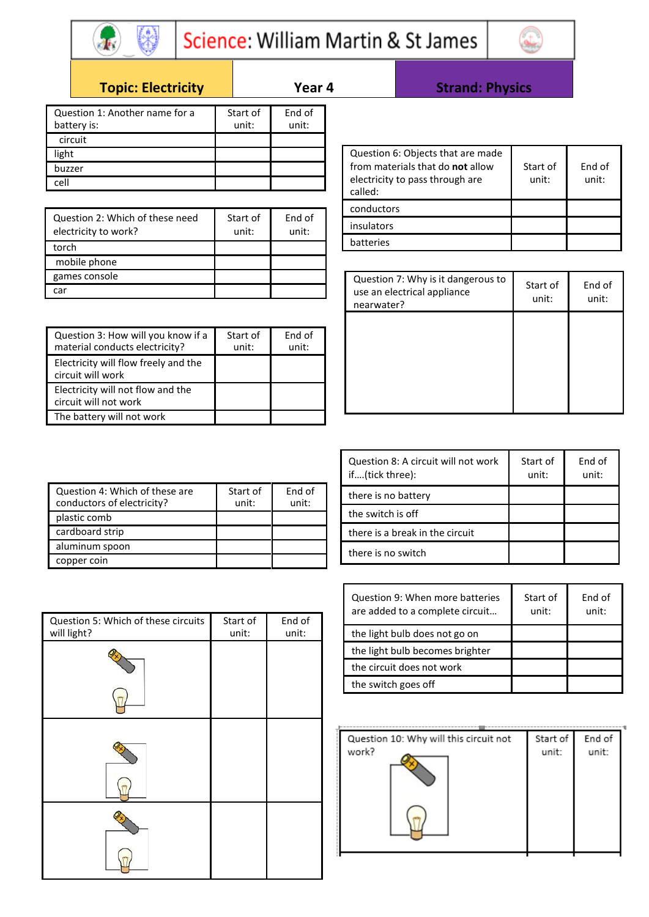# Science: William Martin & St James

| Topic: Electricity | Year 4 | Strand: Physics |
| --- | --- | --- |

| Question 1: Another name for a battery is: | Start of unit: | End of unit: |
| --- | --- | --- |
| circuit | | |
| light | | |
| buzzer | | |
| cell | | |

| Question 2: Which of these need electricity to work? | Start of unit: | End of unit: |
| --- | --- | --- |
| torch | | |
| mobile phone | | |
| games console | | |
| car | | |

| Question 3: How will you know if a material conducts electricity? | Start of unit: | End of unit: |
| --- | --- | --- |
| Electricity will flow freely and the circuit will work | | |
| Electricity will not flow and the circuit will not work | | |
| The battery will not work | | |

| Question 4: Which of these are conductors of electricity? | Start of unit: | End of unit: |
| --- | --- | --- |
| plastic comb | | |
| cardboard strip | | |
| aluminum spoon | | |
| copper coin | | |

| Question 5: Which of these circuits will light? | Start of unit: | End of unit: |
| --- | --- | --- |
| | | |
| | | |
| | | |

| Question 6: Objects that are made from materials that do **not** allow electricity to pass through are called: | Start of unit: | End of unit: |
| --- | --- | --- |
| conductors | | |
| insulators | | |
| batteries | | |

| Question 7: Why is it dangerous to use an electrical appliance nearwater? | Start of unit: | End of unit: |
| --- | --- | --- |
| | | |

| Question 8: A circuit will not work if….(tick three): | Start of unit: | End of unit: |
| --- | --- | --- |
| there is no battery | | |
| the switch is off | | |
| there is a break in the circuit | | |
| there is no switch | | |

| Question 9: When more batteries are added to a complete circuit… | Start of unit: | End of unit: |
| --- | --- | --- |
| the light bulb does not go on | | |
| the light bulb becomes brighter | | |
| the circuit does not work | | |
| the switch goes off | | |

| Question 10: Why will this circuit not work? | Start of unit: | End of unit: |
| --- | --- | --- |
| | | |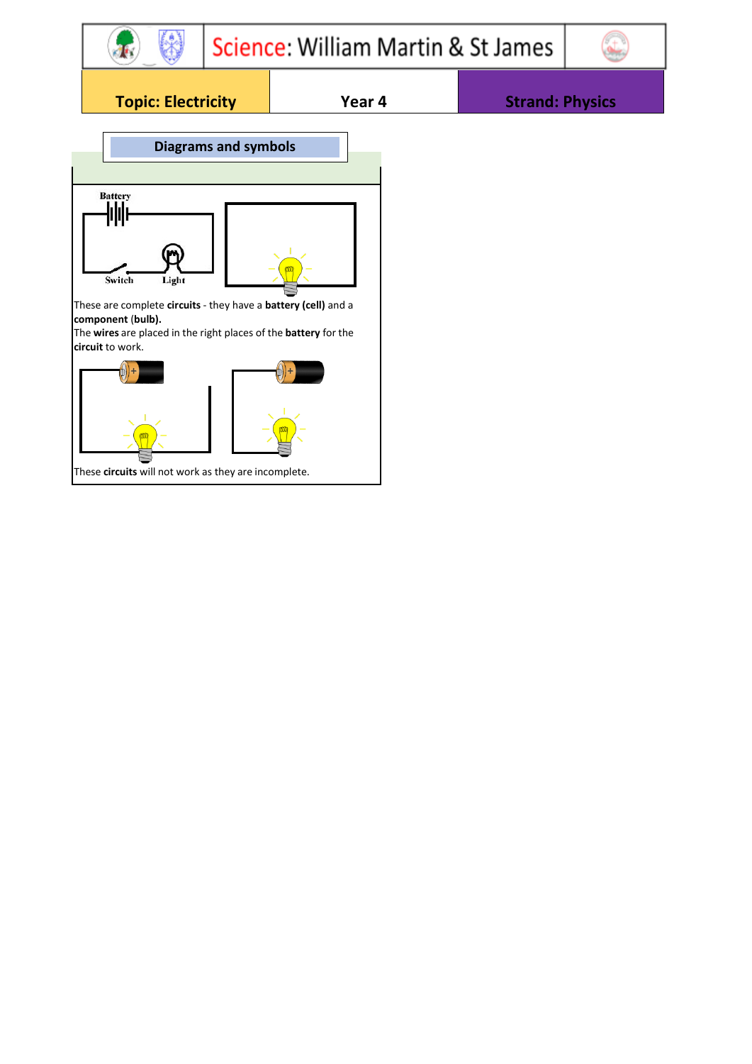# Science: William Martin & St James

| Topic: Electricity | Year 4 | Strand: Physics |
|---|---|---|

## Diagrams and symbols

Battery

Switch

Light

These are complete **circuits** - they have a **battery (cell)** and a **component** (**bulb).**

The **wires** are placed in the right places of the **battery** for the **circuit** to work.

These **circuits** will not work as they are incomplete.